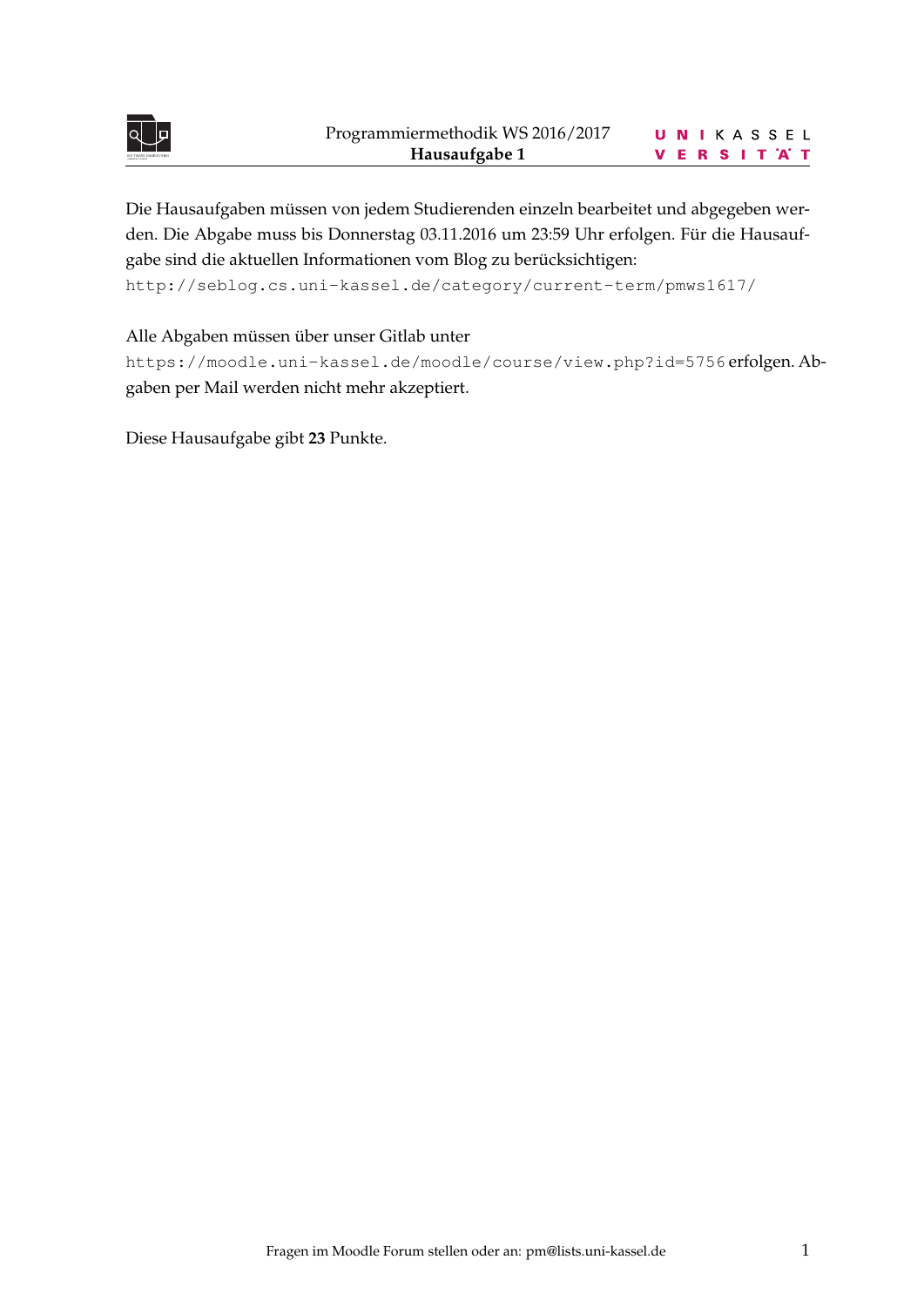Die Hausaufgaben müssen von jedem Studierenden einzeln bearbeitet und abgegeben werden. Die Abgabe muss bis Donnerstag 03.11.2016 um 23:59 Uhr erfolgen. Für die Hausaufgabe sind die aktuellen Informationen vom Blog zu berücksichtigen:
`http://seblog.cs.uni-kassel.de/category/current-term/pmws1617/`

Alle Abgaben müssen über unser Gitlab unter
`https://moodle.uni-kassel.de/moodle/course/view.php?id=5756` erfolgen. Abgaben per Mail werden nicht mehr akzeptiert.

Diese Hausaufgabe gibt **23** Punkte.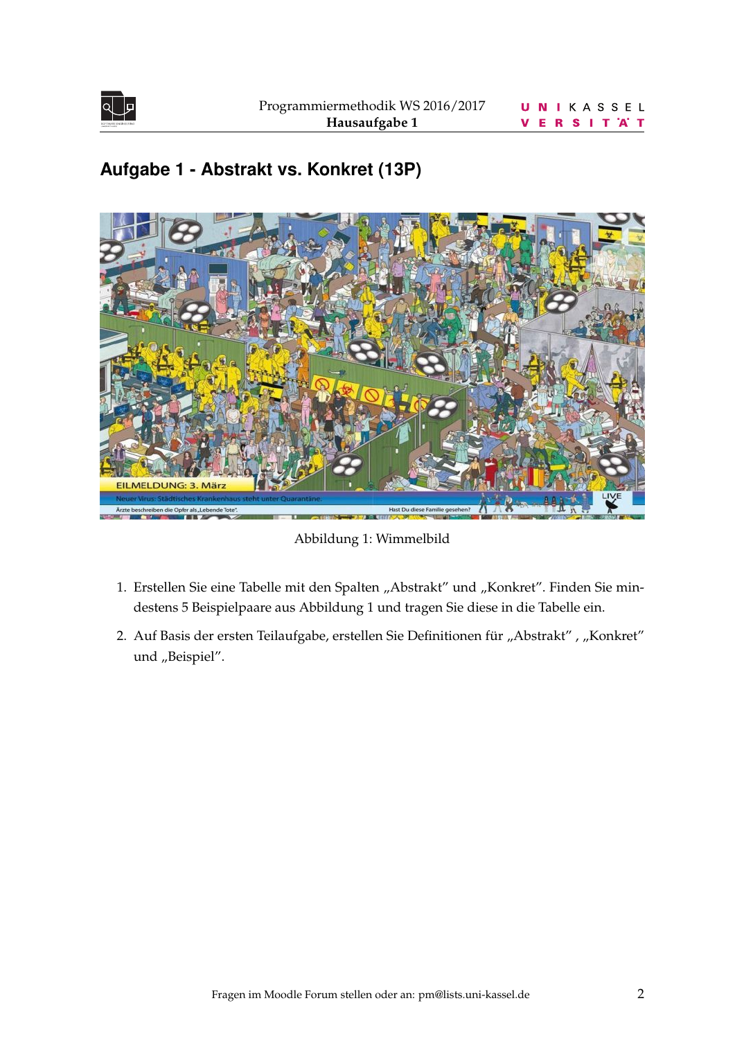## Aufgabe 1 - Abstrakt vs. Konkret (13P)

Abbildung 1: Wimmelbild

1. Erstellen Sie eine Tabelle mit den Spalten „Abstrakt" und „Konkret". Finden Sie mindestens 5 Beispielpaare aus Abbildung 1 und tragen Sie diese in die Tabelle ein.
2. Auf Basis der ersten Teilaufgabe, erstellen Sie Definitionen für „Abstrakt" , „Konkret" und „Beispiel".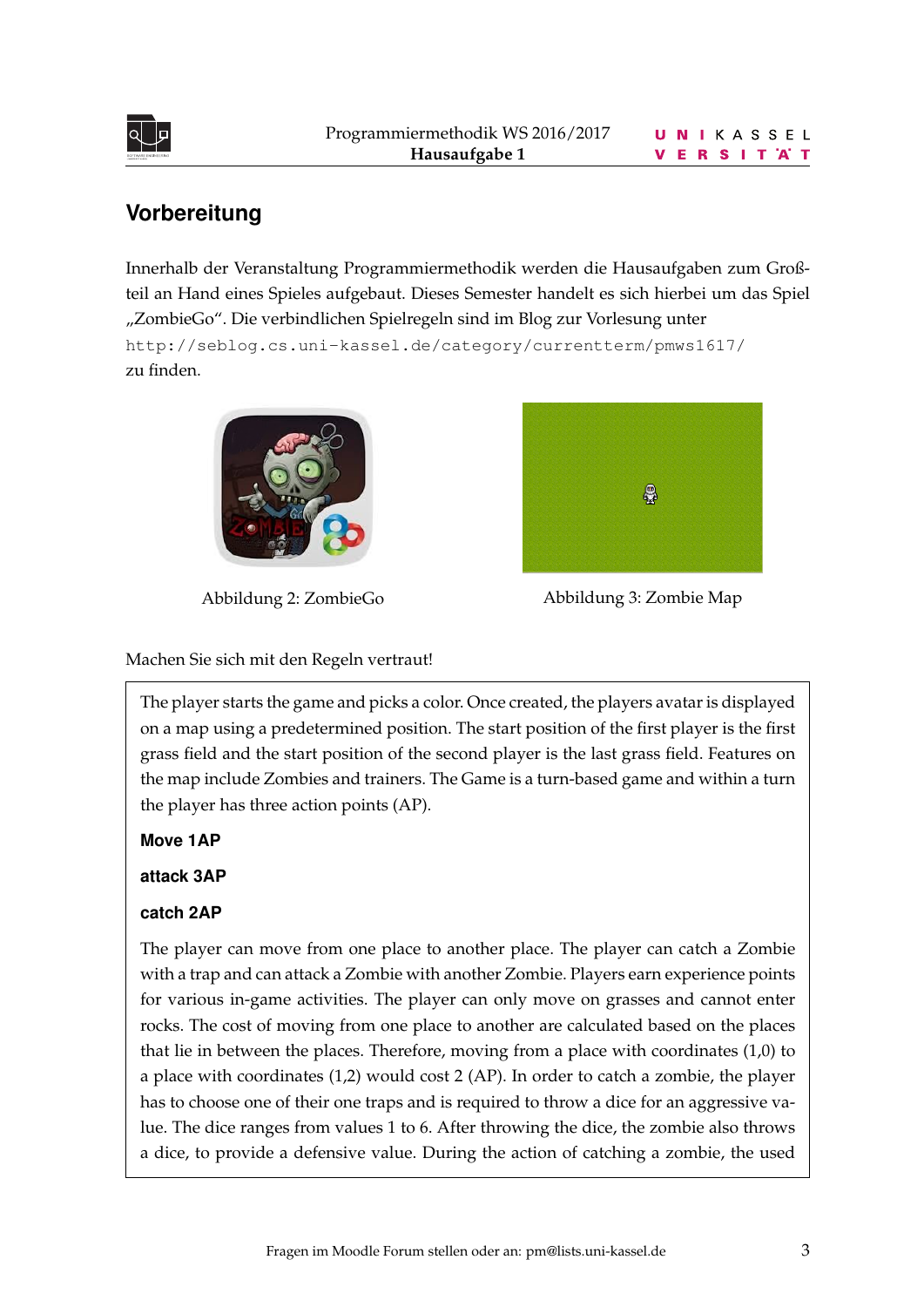## Vorbereitung

Innerhalb der Veranstaltung Programmiermethodik werden die Hausaufgaben zum Großteil an Hand eines Spieles aufgebaut. Dieses Semester handelt es sich hierbei um das Spiel „ZombieGo". Die verbindlichen Spielregeln sind im Blog zur Vorlesung unter `http://seblog.cs.uni-kassel.de/category/currentterm/pmws1617/` zu finden.

Abbildung 2: ZombieGo

Abbildung 3: Zombie Map

Machen Sie sich mit den Regeln vertraut!

The player starts the game and picks a color. Once created, the players avatar is displayed on a map using a predetermined position. The start position of the first player is the first grass field and the start position of the second player is the last grass field. Features on the map include Zombies and trainers. The Game is a turn-based game and within a turn the player has three action points (AP).

**Move 1AP**

**attack 3AP**

**catch 2AP**

The player can move from one place to another place. The player can catch a Zombie with a trap and can attack a Zombie with another Zombie. Players earn experience points for various in-game activities. The player can only move on grasses and cannot enter rocks. The cost of moving from one place to another are calculated based on the places that lie in between the places. Therefore, moving from a place with coordinates (1,0) to a place with coordinates (1,2) would cost 2 (AP). In order to catch a zombie, the player has to choose one of their one traps and is required to throw a dice for an aggressive value. The dice ranges from values 1 to 6. After throwing the dice, the zombie also throws a dice, to provide a defensive value. During the action of catching a zombie, the used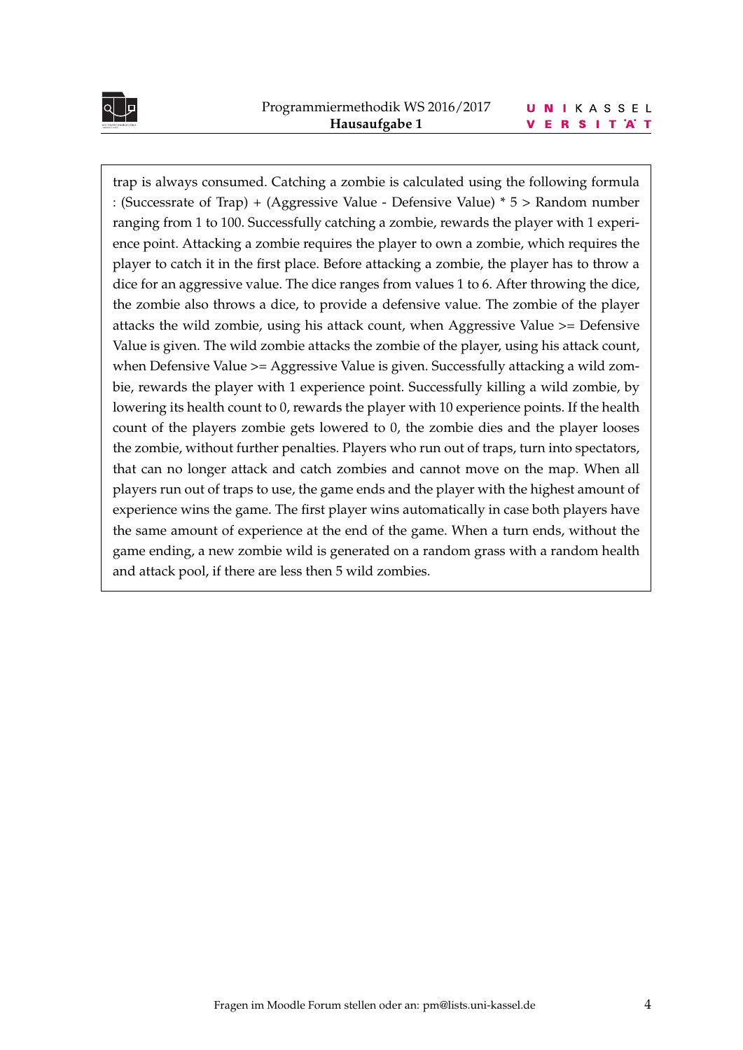trap is always consumed. Catching a zombie is calculated using the following formula : (Successrate of Trap) + (Aggressive Value - Defensive Value) * 5 > Random number ranging from 1 to 100. Successfully catching a zombie, rewards the player with 1 experience point. Attacking a zombie requires the player to own a zombie, which requires the player to catch it in the first place. Before attacking a zombie, the player has to throw a dice for an aggressive value. The dice ranges from values 1 to 6. After throwing the dice, the zombie also throws a dice, to provide a defensive value. The zombie of the player attacks the wild zombie, using his attack count, when Aggressive Value >= Defensive Value is given. The wild zombie attacks the zombie of the player, using his attack count, when Defensive Value >= Aggressive Value is given. Successfully attacking a wild zombie, rewards the player with 1 experience point. Successfully killing a wild zombie, by lowering its health count to 0, rewards the player with 10 experience points. If the health count of the players zombie gets lowered to 0, the zombie dies and the player looses the zombie, without further penalties. Players who run out of traps, turn into spectators, that can no longer attack and catch zombies and cannot move on the map. When all players run out of traps to use, the game ends and the player with the highest amount of experience wins the game. The first player wins automatically in case both players have the same amount of experience at the end of the game. When a turn ends, without the game ending, a new zombie wild is generated on a random grass with a random health and attack pool, if there are less then 5 wild zombies.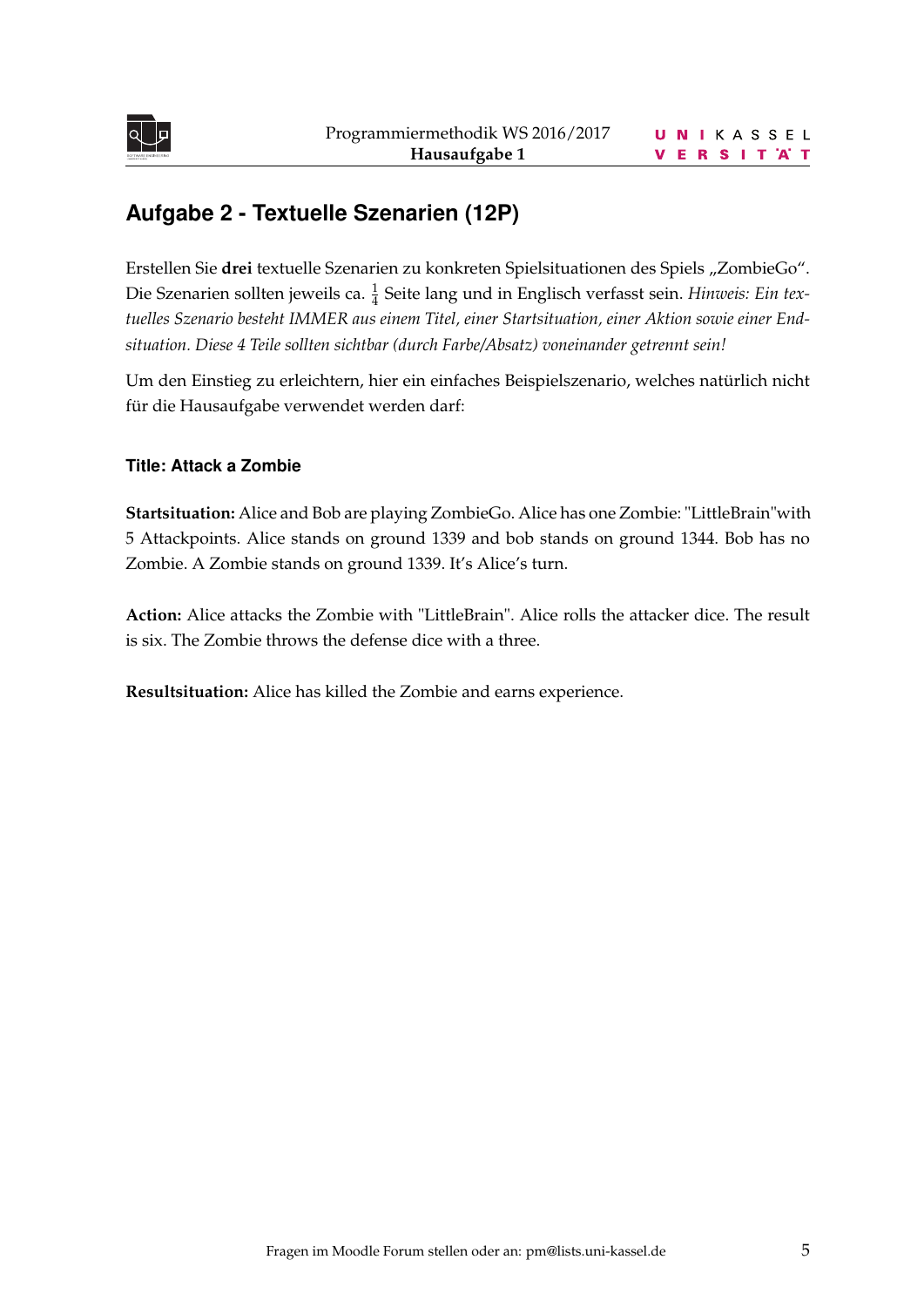## Aufgabe 2 - Textuelle Szenarien (12P)

Erstellen Sie **drei** textuelle Szenarien zu konkreten Spielsituationen des Spiels „ZombieGo". Die Szenarien sollten jeweils ca. $\frac{1}{4}$ Seite lang und in Englisch verfasst sein. *Hinweis: Ein textuelles Szenario besteht IMMER aus einem Titel, einer Startsituation, einer Aktion sowie einer Endsituation. Diese 4 Teile sollten sichtbar (durch Farbe/Absatz) voneinander getrennt sein!*

Um den Einstieg zu erleichtern, hier ein einfaches Beispielszenario, welches natürlich nicht für die Hausaufgabe verwendet werden darf:

#### Title: Attack a Zombie

**Startsituation:** Alice and Bob are playing ZombieGo. Alice has one Zombie: "LittleBrain"with 5 Attackpoints. Alice stands on ground 1339 and bob stands on ground 1344. Bob has no Zombie. A Zombie stands on ground 1339. It's Alice's turn.

**Action:** Alice attacks the Zombie with "LittleBrain". Alice rolls the attacker dice. The result is six. The Zombie throws the defense dice with a three.

**Resultsituation:** Alice has killed the Zombie and earns experience.